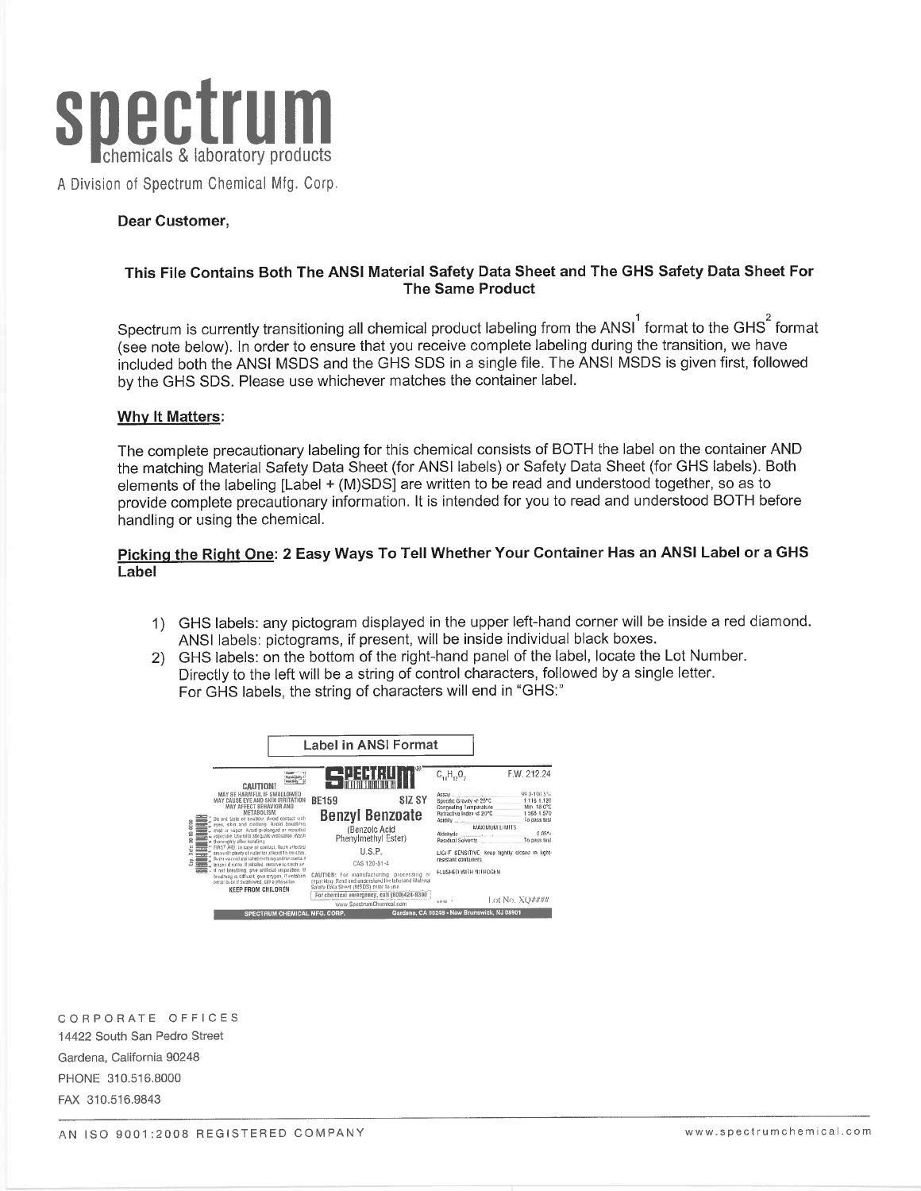# spectrum

chemicals & laboratory products

A Division of Spectrum Chemical Mfg. Corp.

**Dear Customer,**

**This File Contains Both The ANSI Material Safety Data Sheet and The GHS Safety Data Sheet For The Same Product**

Spectrum is currently transitioning all chemical product labeling from the ANSI[1] format to the GHS[2] format (see note below). In order to ensure that you receive complete labeling during the transition, we have included both the ANSI MSDS and the GHS SDS in a single file. The ANSI MSDS is given first, followed by the GHS SDS. Please use whichever matches the container label.

**Why It Matters:**

The complete precautionary labeling for this chemical consists of BOTH the label on the container AND the matching Material Safety Data Sheet (for ANSI labels) or Safety Data Sheet (for GHS labels). Both elements of the labeling [Label + (M)SDS] are written to be read and understood together, so as to provide complete precautionary information. It is intended for you to read and understood BOTH before handling or using the chemical.

**Picking the Right One: 2 Easy Ways To Tell Whether Your Container Has an ANSI Label or a GHS Label**

1) GHS labels: any pictogram displayed in the upper left-hand corner will be inside a red diamond. ANSI labels: pictograms, if present, will be inside individual black boxes.
2) GHS labels: on the bottom of the right-hand panel of the label, locate the Lot Number. Directly to the left will be a string of control characters, followed by a single letter. For GHS labels, the string of characters will end in "GHS:"

**Label in ANSI Format**

CAUTION!
MAY BE HARMFUL IF SWALLOWED
MAY CAUSE EYE AND SKIN IRRITATION
MAY AFFECT BEHAVIOR AND METABOLISM
Do not taste or swallow. Avoid contact with eyes, skin and clothing. Avoid breathing mist or vapor. Avoid prolonged or repeated exposure. Use with adequate ventilation. Wash thoroughly after handling.
FIRST AID: In case of contact, flush affected area with plenty of water for at least 15 minutes. Remove contaminated clothing and wash it before reuse. If inhaled, remove to fresh air. If not breathing, give artificial respiration. If breathing is difficult, give oxygen. If irritation persists or if swallowed, call a physician.
KEEP FROM CHILDREN

SPECTRUM
BE159 SIZ SY
**Benzyl Benzoate**
(Benzoic Acid Phenylmethyl Ester)
U.S.P.
CAS 120-51-4
CAUTION: For manufacturing, processing or repacking. Read and understand the label and Material Safety Data Sheet (MSDS) prior to use.
For chemical emergency, call (800)424-9300
www.SpectrumChemical.com

$C_{14}H_{12}O_2$ F.W. 212.24

| | |
|---|---|
| Assay | 99.0-100.5% |
| Specific Gravity at 25°C | 1.116-1.120 |
| Congealing Temperature | Min. 18.0°C |
| Refractive Index at 20°C | 1.568-1.570 |
| Acidity | To pass test |

MAXIMUM LIMITS

| | |
|---|---|
| Aldehyde | 0.05% |
| Residual Solvents | To pass test |

LIGHT SENSITIVE. Keep tightly closed in light-resistant containers.
FLUSHED WITH NITROGEN

Lot No. XQ####

SPECTRUM CHEMICAL MFG. CORP. Gardena, CA 90248 - New Brunswick, NJ 08901

CORPORATE OFFICES
14422 South San Pedro Street
Gardena, California 90248
PHONE 310.516.8000
FAX 310.516.9843

AN ISO 9001:2008 REGISTERED COMPANY www.spectrumchemical.com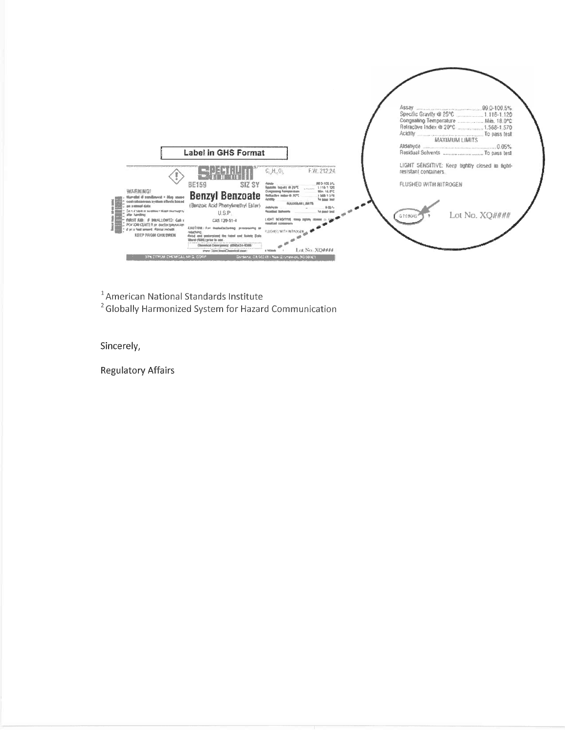**Label in GHS Format**

| | |
|---|---|
| Assay | 99.0-100.5% |
| Specific Gravity @ 25°C | 1.116-1.120 |
| Congealing Temperature | Min. 18.0°C |
| Refractive Index @ 20°C | 1.568-1.570 |
| Acidity | To pass test |
| **MAXIMUM LIMITS** | |
| Aldehyde | 0.05% |
| Residual Solvents | To pass test |

LIGHT SENSITIVE: Keep tightly closed in light-resistant containers.

FLUSHED WITH NITROGEN

Lot No. XQ####

[1] American National Standards Institute

[2] Globally Harmonized System for Hazard Communication

Sincerely,

Regulatory Affairs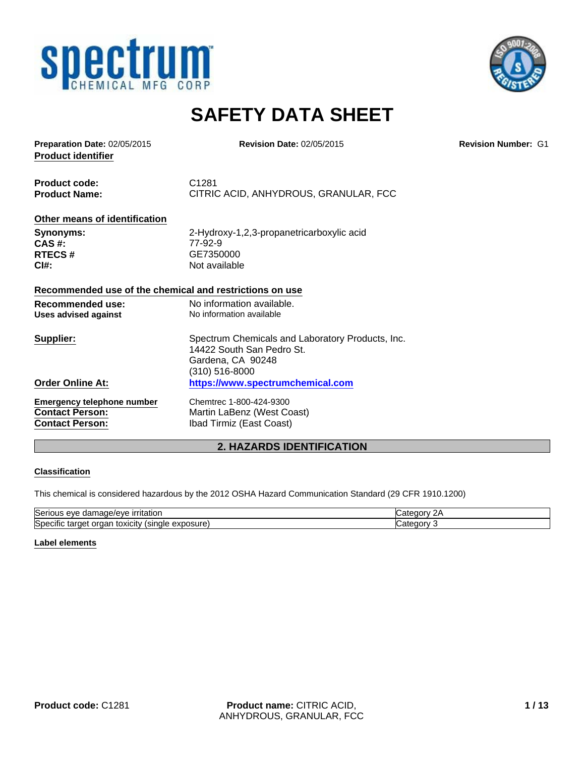# SAFETY DATA SHEET

**Preparation Date:** 02/05/2015 **Revision Date:** 02/05/2015 **Revision Number:** G1

**Product identifier**

**Product code:** C1281
**Product Name:** CITRIC ACID, ANHYDROUS, GRANULAR, FCC

**Other means of identification**

**Synonyms:** 2-Hydroxy-1,2,3-propanetricarboxylic acid
**CAS #:** 77-92-9
**RTECS #** GE7350000
**CI#:** Not available

**Recommended use of the chemical and restrictions on use**

**Recommended use:** No information available.
**Uses advised against** No information available

**Supplier:** Spectrum Chemicals and Laboratory Products, Inc.
14422 South San Pedro St.
Gardena, CA 90248
(310) 516-8000

**Order Online At:** https://www.spectrumchemical.com

**Emergency telephone number** Chemtrec 1-800-424-9300
**Contact Person:** Martin LaBenz (West Coast)
**Contact Person:** Ibad Tirmiz (East Coast)

## 2. HAZARDS IDENTIFICATION

**Classification**

This chemical is considered hazardous by the 2012 OSHA Hazard Communication Standard (29 CFR 1910.1200)

| | |
|---|---|
| Serious eye damage/eye irritation | Category 2A |
| Specific target organ toxicity (single exposure) | Category 3 |

**Label elements**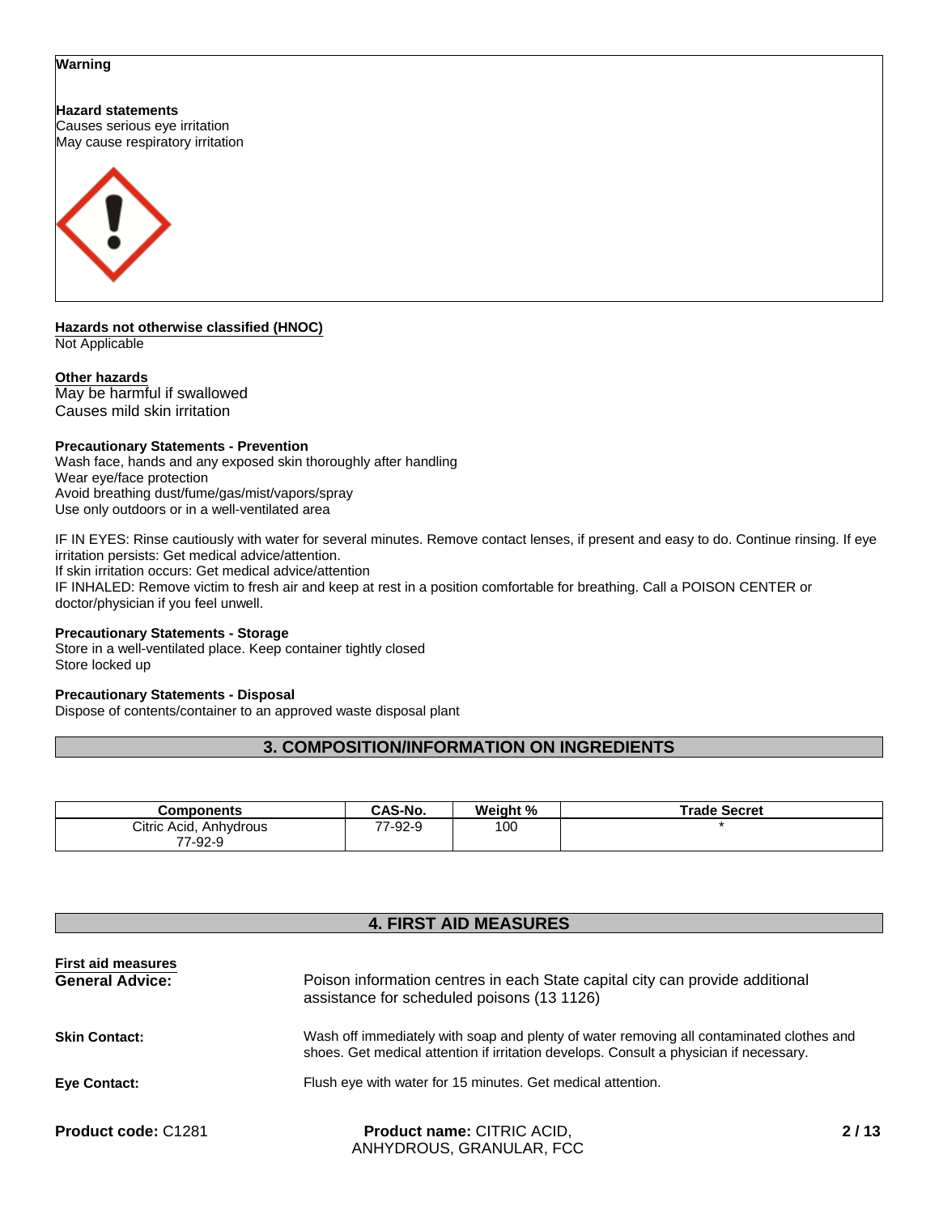**Warning**

**Hazard statements**
Causes serious eye irritation
May cause respiratory irritation

**Hazards not otherwise classified (HNOC)**
Not Applicable

**Other hazards**
May be harmful if swallowed
Causes mild skin irritation

**Precautionary Statements - Prevention**
Wash face, hands and any exposed skin thoroughly after handling
Wear eye/face protection
Avoid breathing dust/fume/gas/mist/vapors/spray
Use only outdoors or in a well-ventilated area

IF IN EYES: Rinse cautiously with water for several minutes. Remove contact lenses, if present and easy to do. Continue rinsing. If eye irritation persists: Get medical advice/attention.
If skin irritation occurs: Get medical advice/attention
IF INHALED: Remove victim to fresh air and keep at rest in a position comfortable for breathing. Call a POISON CENTER or doctor/physician if you feel unwell.

**Precautionary Statements - Storage**
Store in a well-ventilated place. Keep container tightly closed
Store locked up

**Precautionary Statements - Disposal**
Dispose of contents/container to an approved waste disposal plant

## 3. COMPOSITION/INFORMATION ON INGREDIENTS

| Components | CAS-No. | Weight % | Trade Secret |
|---|---|---|---|
| Citric Acid, Anhydrous 77-92-9 | 77-92-9 | 100 | * |

## 4. FIRST AID MEASURES

**First aid measures**

**General Advice:** Poison information centres in each State capital city can provide additional assistance for scheduled poisons (13 1126)

**Skin Contact:** Wash off immediately with soap and plenty of water removing all contaminated clothes and shoes. Get medical attention if irritation develops. Consult a physician if necessary.

**Eye Contact:** Flush eye with water for 15 minutes. Get medical attention.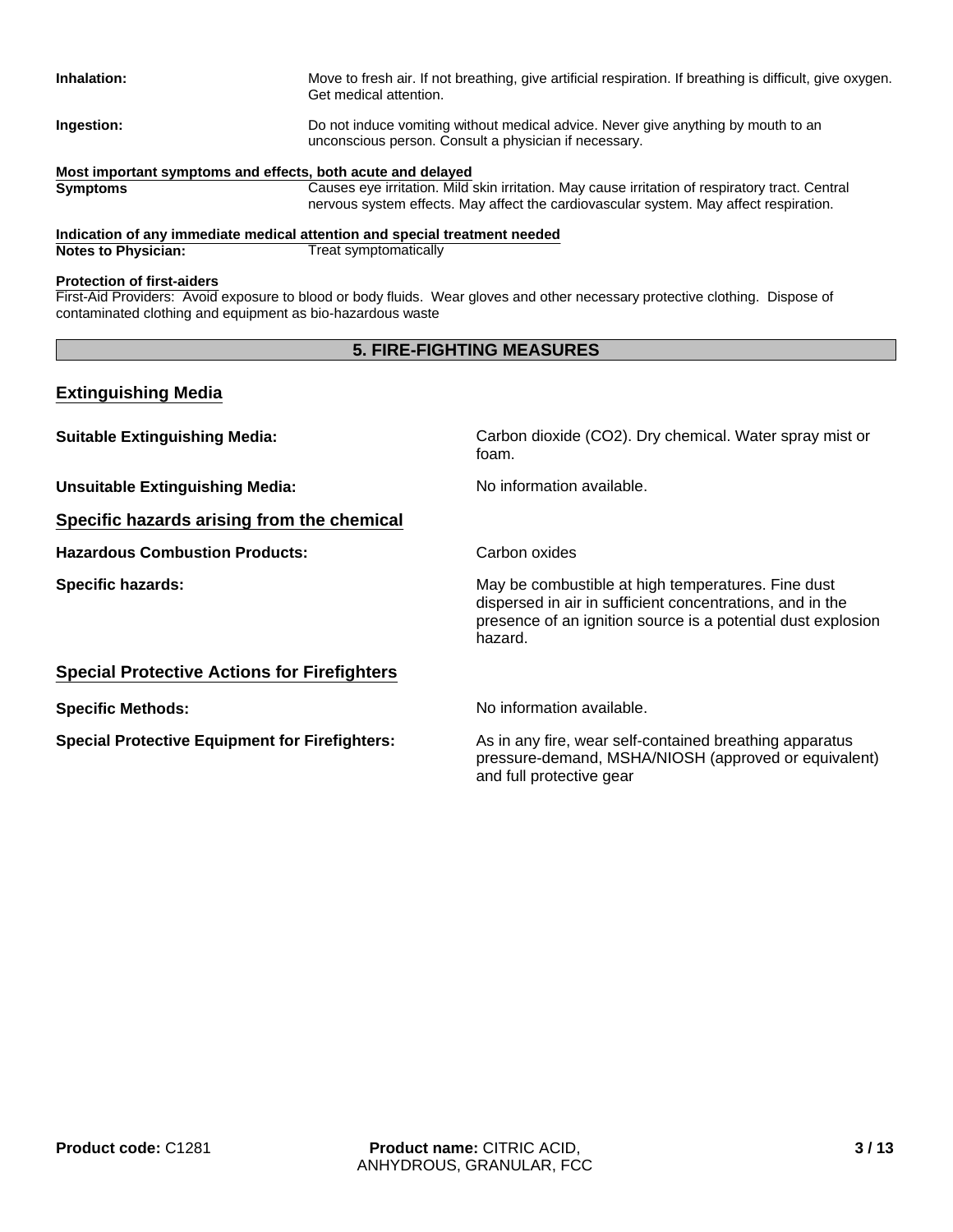**Inhalation:** Move to fresh air. If not breathing, give artificial respiration. If breathing is difficult, give oxygen. Get medical attention.

**Ingestion:** Do not induce vomiting without medical advice. Never give anything by mouth to an unconscious person. Consult a physician if necessary.

**Most important symptoms and effects, both acute and delayed**

**Symptoms** Causes eye irritation. Mild skin irritation. May cause irritation of respiratory tract. Central nervous system effects. May affect the cardiovascular system. May affect respiration.

**Indication of any immediate medical attention and special treatment needed**

**Notes to Physician:** Treat symptomatically

**Protection of first-aiders**

First-Aid Providers: Avoid exposure to blood or body fluids. Wear gloves and other necessary protective clothing. Dispose of contaminated clothing and equipment as bio-hazardous waste

## 5. FIRE-FIGHTING MEASURES

### Extinguishing Media

**Suitable Extinguishing Media:** Carbon dioxide ($CO_2$). Dry chemical. Water spray mist or foam.

**Unsuitable Extinguishing Media:** No information available.

### Specific hazards arising from the chemical

**Hazardous Combustion Products:** Carbon oxides

**Specific hazards:** May be combustible at high temperatures. Fine dust dispersed in air in sufficient concentrations, and in the presence of an ignition source is a potential dust explosion hazard.

### Special Protective Actions for Firefighters

**Specific Methods:** No information available.

**Special Protective Equipment for Firefighters:** As in any fire, wear self-contained breathing apparatus pressure-demand, MSHA/NIOSH (approved or equivalent) and full protective gear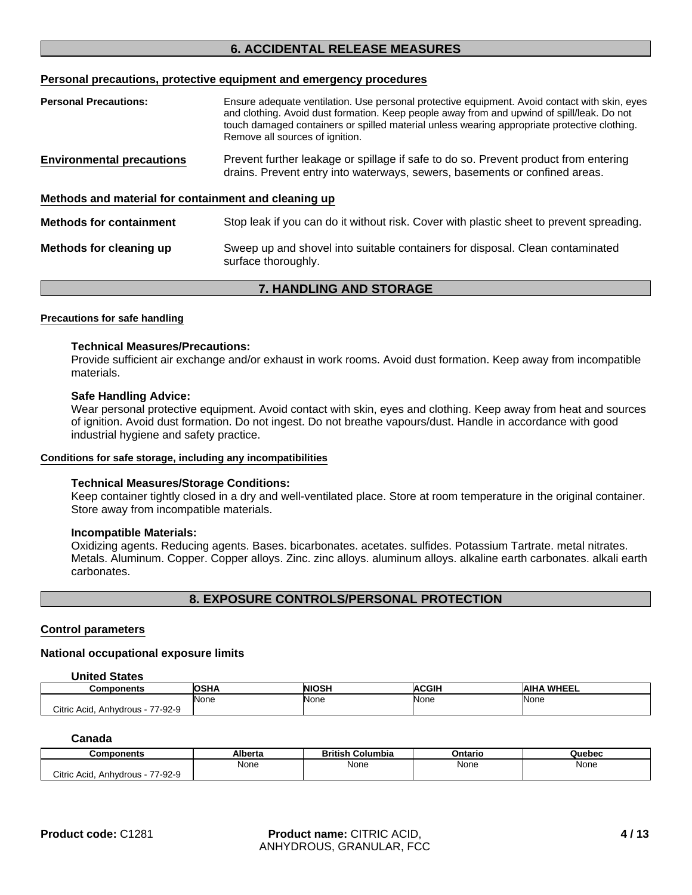## 6. ACCIDENTAL RELEASE MEASURES

### Personal precautions, protective equipment and emergency procedures

**Personal Precautions:** Ensure adequate ventilation. Use personal protective equipment. Avoid contact with skin, eyes and clothing. Avoid dust formation. Keep people away from and upwind of spill/leak. Do not touch damaged containers or spilled material unless wearing appropriate protective clothing. Remove all sources of ignition.

**Environmental precautions** Prevent further leakage or spillage if safe to do so. Prevent product from entering drains. Prevent entry into waterways, sewers, basements or confined areas.

### Methods and material for containment and cleaning up

**Methods for containment** Stop leak if you can do it without risk. Cover with plastic sheet to prevent spreading.

**Methods for cleaning up** Sweep up and shovel into suitable containers for disposal. Clean contaminated surface thoroughly.

## 7. HANDLING AND STORAGE

### Precautions for safe handling

**Technical Measures/Precautions:**
Provide sufficient air exchange and/or exhaust in work rooms. Avoid dust formation. Keep away from incompatible materials.

**Safe Handling Advice:**
Wear personal protective equipment. Avoid contact with skin, eyes and clothing. Keep away from heat and sources of ignition. Avoid dust formation. Do not ingest. Do not breathe vapours/dust. Handle in accordance with good industrial hygiene and safety practice.

### Conditions for safe storage, including any incompatibilities

**Technical Measures/Storage Conditions:**
Keep container tightly closed in a dry and well-ventilated place. Store at room temperature in the original container. Store away from incompatible materials.

**Incompatible Materials:**
Oxidizing agents. Reducing agents. Bases. bicarbonates. acetates. sulfides. Potassium Tartrate. metal nitrates. Metals. Aluminum. Copper. Copper alloys. Zinc. zinc alloys. aluminum alloys. alkaline earth carbonates. alkali earth carbonates.

## 8. EXPOSURE CONTROLS/PERSONAL PROTECTION

### Control parameters

#### National occupational exposure limits

**United States**

| Components | OSHA | NIOSH | ACGIH | AIHA WHEEL |
|---|---|---|---|---|
| Citric Acid, Anhydrous - 77-92-9 | None | None | None | None |

**Canada**

| Components | Alberta | British Columbia | Ontario | Quebec |
|---|---|---|---|---|
| Citric Acid, Anhydrous - 77-92-9 | None | None | None | None |

**Product code:** C1281 **Product name:** CITRIC ACID, ANHYDROUS, GRANULAR, FCC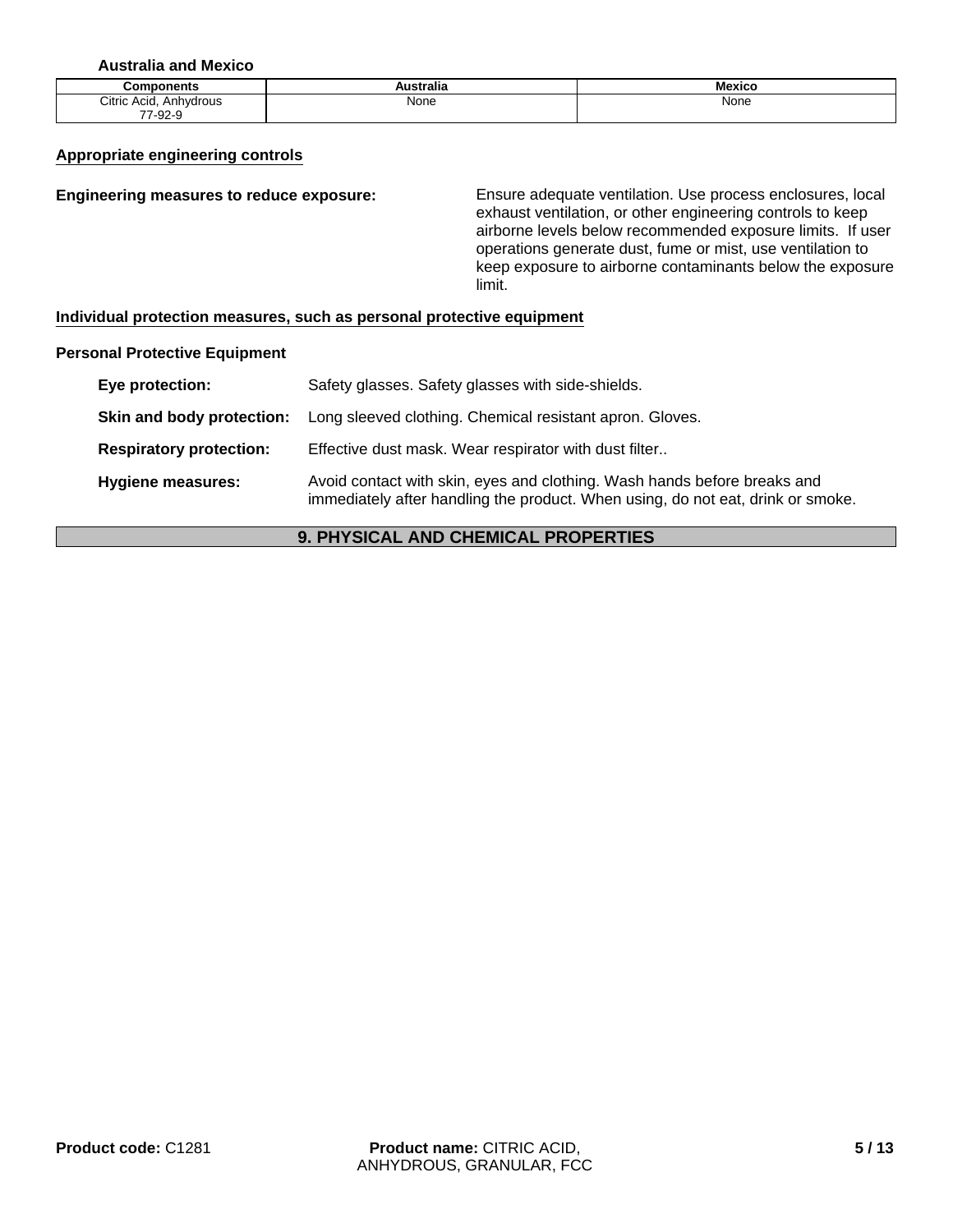**Australia and Mexico**

| Components | Australia | Mexico |
|---|---|---|
| Citric Acid, Anhydrous<br>77-92-9 | None | None |

## Appropriate engineering controls

**Engineering measures to reduce exposure:** Ensure adequate ventilation. Use process enclosures, local exhaust ventilation, or other engineering controls to keep airborne levels below recommended exposure limits. If user operations generate dust, fume or mist, use ventilation to keep exposure to airborne contaminants below the exposure limit.

## Individual protection measures, such as personal protective equipment

**Personal Protective Equipment**

**Eye protection:** Safety glasses. Safety glasses with side-shields.

**Skin and body protection:** Long sleeved clothing. Chemical resistant apron. Gloves.

**Respiratory protection:** Effective dust mask. Wear respirator with dust filter..

**Hygiene measures:** Avoid contact with skin, eyes and clothing. Wash hands before breaks and immediately after handling the product. When using, do not eat, drink or smoke.

# 9. PHYSICAL AND CHEMICAL PROPERTIES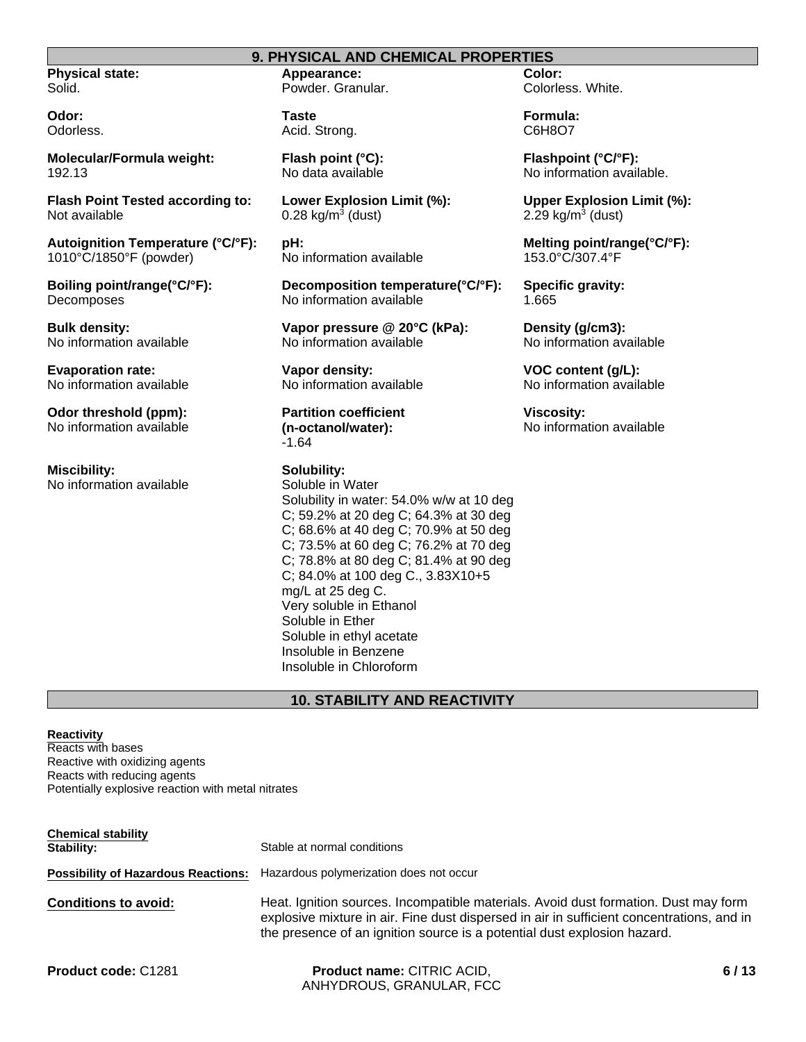## 9. PHYSICAL AND CHEMICAL PROPERTIES

**Physical state:**
Solid.

**Appearance:**
Powder. Granular.

**Color:**
Colorless. White.

**Odor:**
Odorless.

**Taste**
Acid. Strong.

**Formula:**
$C_6H_8O_7$

**Molecular/Formula weight:**
192.13

**Flash point (°C):**
No data available

**Flashpoint (°C/°F):**
No information available.

**Flash Point Tested according to:**
Not available

**Lower Explosion Limit (%):**
0.28 kg/$m^3$ (dust)

**Upper Explosion Limit (%):**
2.29 kg/$m^3$ (dust)

**Autoignition Temperature (°C/°F):**
1010°C/1850°F (powder)

**pH:**
No information available

**Melting point/range(°C/°F):**
153.0°C/307.4°F

**Boiling point/range(°C/°F):**
Decomposes

**Decomposition temperature(°C/°F):**
No information available

**Specific gravity:**
1.665

**Bulk density:**
No information available

**Vapor pressure @ 20°C (kPa):**
No information available

**Density (g/cm3):**
No information available

**Evaporation rate:**
No information available

**Vapor density:**
No information available

**VOC content (g/L):**
No information available

**Odor threshold (ppm):**
No information available

**Partition coefficient (n-octanol/water):**
-1.64

**Viscosity:**
No information available

**Miscibility:**
No information available

**Solubility:**
Soluble in Water
Solubility in water: 54.0% w/w at 10 deg C; 59.2% at 20 deg C; 64.3% at 30 deg C; 68.6% at 40 deg C; 70.9% at 50 deg C; 73.5% at 60 deg C; 76.2% at 70 deg C; 78.8% at 80 deg C; 81.4% at 90 deg C; 84.0% at 100 deg C., $3.83 \times 10^{+5}$ mg/L at 25 deg C.
Very soluble in Ethanol
Soluble in Ether
Soluble in ethyl acetate
Insoluble in Benzene
Insoluble in Chloroform

## 10. STABILITY AND REACTIVITY

**Reactivity**
Reacts with bases
Reactive with oxidizing agents
Reacts with reducing agents
Potentially explosive reaction with metal nitrates

**Chemical stability**

**Stability:** Stable at normal conditions

**Possibility of Hazardous Reactions:** Hazardous polymerization does not occur

**Conditions to avoid:** Heat. Ignition sources. Incompatible materials. Avoid dust formation. Dust may form explosive mixture in air. Fine dust dispersed in air in sufficient concentrations, and in the presence of an ignition source is a potential dust explosion hazard.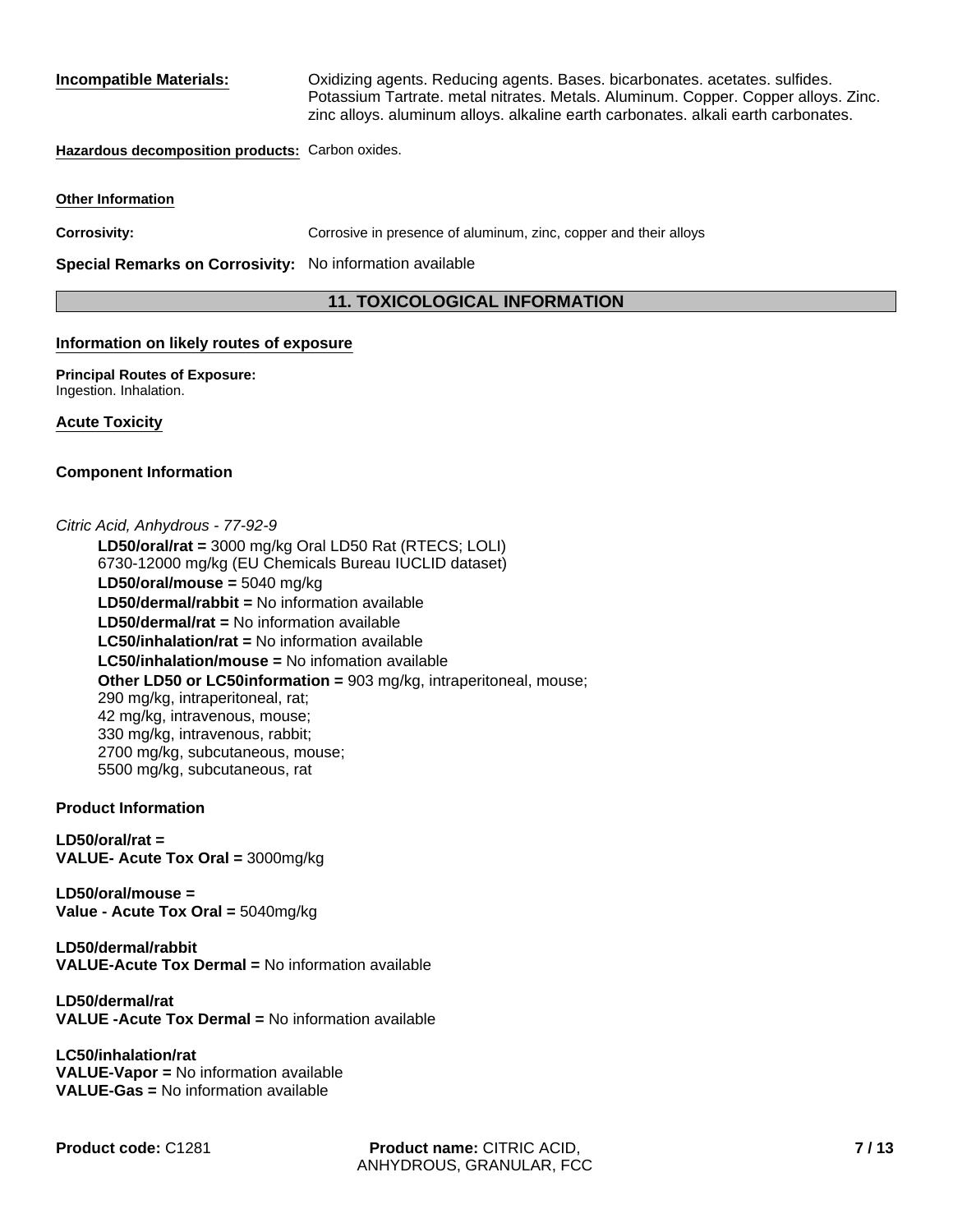**Incompatible Materials:** Oxidizing agents. Reducing agents. Bases. bicarbonates. acetates. sulfides. Potassium Tartrate. metal nitrates. Metals. Aluminum. Copper. Copper alloys. Zinc. zinc alloys. aluminum alloys. alkaline earth carbonates. alkali earth carbonates.

**Hazardous decomposition products:** Carbon oxides.

**Other Information**

**Corrosivity:** Corrosive in presence of aluminum, zinc, copper and their alloys

**Special Remarks on Corrosivity:** No information available

## 11. TOXICOLOGICAL INFORMATION

### Information on likely routes of exposure

**Principal Routes of Exposure:**
Ingestion. Inhalation.

### Acute Toxicity

**Component Information**

*Citric Acid, Anhydrous - 77-92-9*

**LD50/oral/rat =** 3000 mg/kg Oral LD50 Rat (RTECS; LOLI)
6730-12000 mg/kg (EU Chemicals Bureau IUCLID dataset)
**LD50/oral/mouse =** 5040 mg/kg
**LD50/dermal/rabbit =** No information available
**LD50/dermal/rat =** No information available
**LC50/inhalation/rat =** No information available
**LC50/inhalation/mouse =** No infomation available
**Other LD50 or LC50information =** 903 mg/kg, intraperitoneal, mouse;
290 mg/kg, intraperitoneal, rat;
42 mg/kg, intravenous, mouse;
330 mg/kg, intravenous, rabbit;
2700 mg/kg, subcutaneous, mouse;
5500 mg/kg, subcutaneous, rat

**Product Information**

**LD50/oral/rat =**
**VALUE- Acute Tox Oral =** 3000mg/kg

**LD50/oral/mouse =**
**Value - Acute Tox Oral =** 5040mg/kg

**LD50/dermal/rabbit**
**VALUE-Acute Tox Dermal =** No information available

**LD50/dermal/rat**
**VALUE -Acute Tox Dermal =** No information available

**LC50/inhalation/rat**
**VALUE-Vapor =** No information available
**VALUE-Gas =** No information available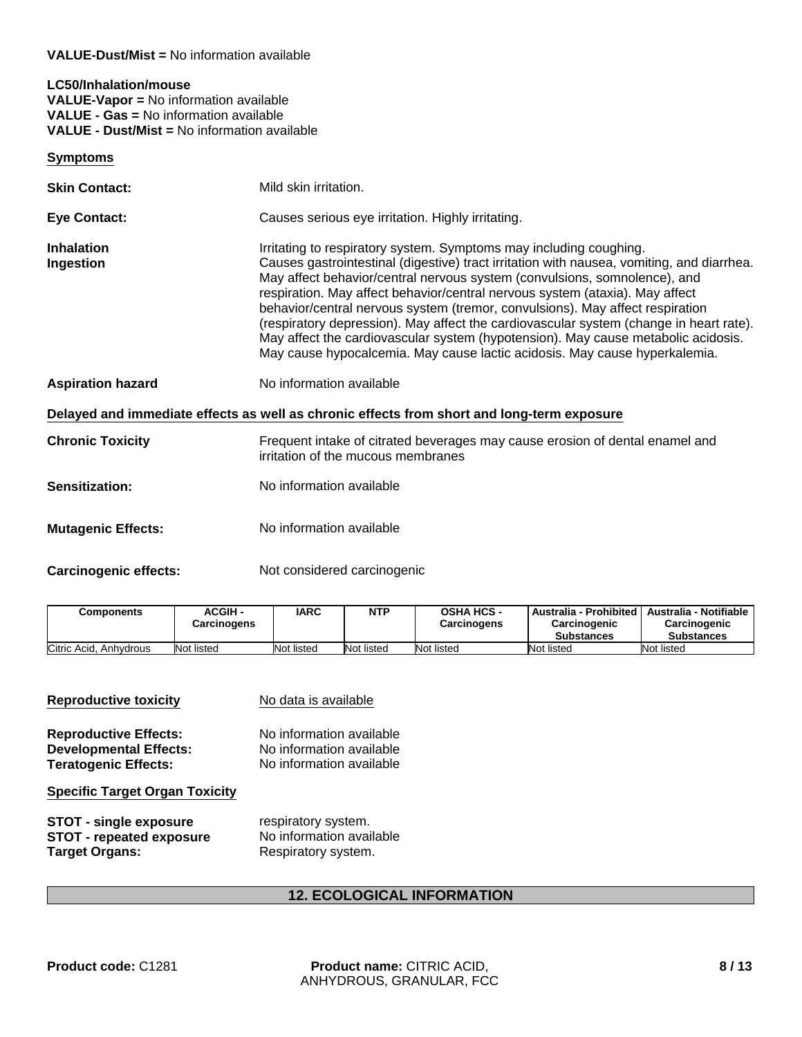**VALUE-Dust/Mist =** No information available

**LC50/Inhalation/mouse**
**VALUE-Vapor =** No information available
**VALUE - Gas =** No information available
**VALUE - Dust/Mist =** No information available

**Symptoms**

**Skin Contact:** Mild skin irritation.

**Eye Contact:** Causes serious eye irritation. Highly irritating.

**Inhalation** Irritating to respiratory system. Symptoms may including coughing.

**Ingestion** Causes gastrointestinal (digestive) tract irritation with nausea, vomiting, and diarrhea. May affect behavior/central nervous system (convulsions, somnolence), and respiration. May affect behavior/central nervous system (ataxia). May affect behavior/central nervous system (tremor, convulsions). May affect respiration (respiratory depression). May affect the cardiovascular system (change in heart rate). May affect the cardiovascular system (hypotension). May cause metabolic acidosis. May cause hypocalcemia. May cause lactic acidosis. May cause hyperkalemia.

**Aspiration hazard** No information available

**Delayed and immediate effects as well as chronic effects from short and long-term exposure**

**Chronic Toxicity** Frequent intake of citrated beverages may cause erosion of dental enamel and irritation of the mucous membranes

**Sensitization:** No information available

**Mutagenic Effects:** No information available

**Carcinogenic effects:** Not considered carcinogenic

| Components | ACGIH - Carcinogens | IARC | NTP | OSHA HCS - Carcinogens | Australia - Prohibited Carcinogenic Substances | Australia - Notifiable Carcinogenic Substances |
|---|---|---|---|---|---|---|
| Citric Acid, Anhydrous | Not listed | Not listed | Not listed | Not listed | Not listed | Not listed |

**Reproductive toxicity** No data is available

**Reproductive Effects:** No information available
**Developmental Effects:** No information available
**Teratogenic Effects:** No information available

**Specific Target Organ Toxicity**

**STOT - single exposure** respiratory system.
**STOT - repeated exposure** No information available
**Target Organs:** Respiratory system.

## 12. ECOLOGICAL INFORMATION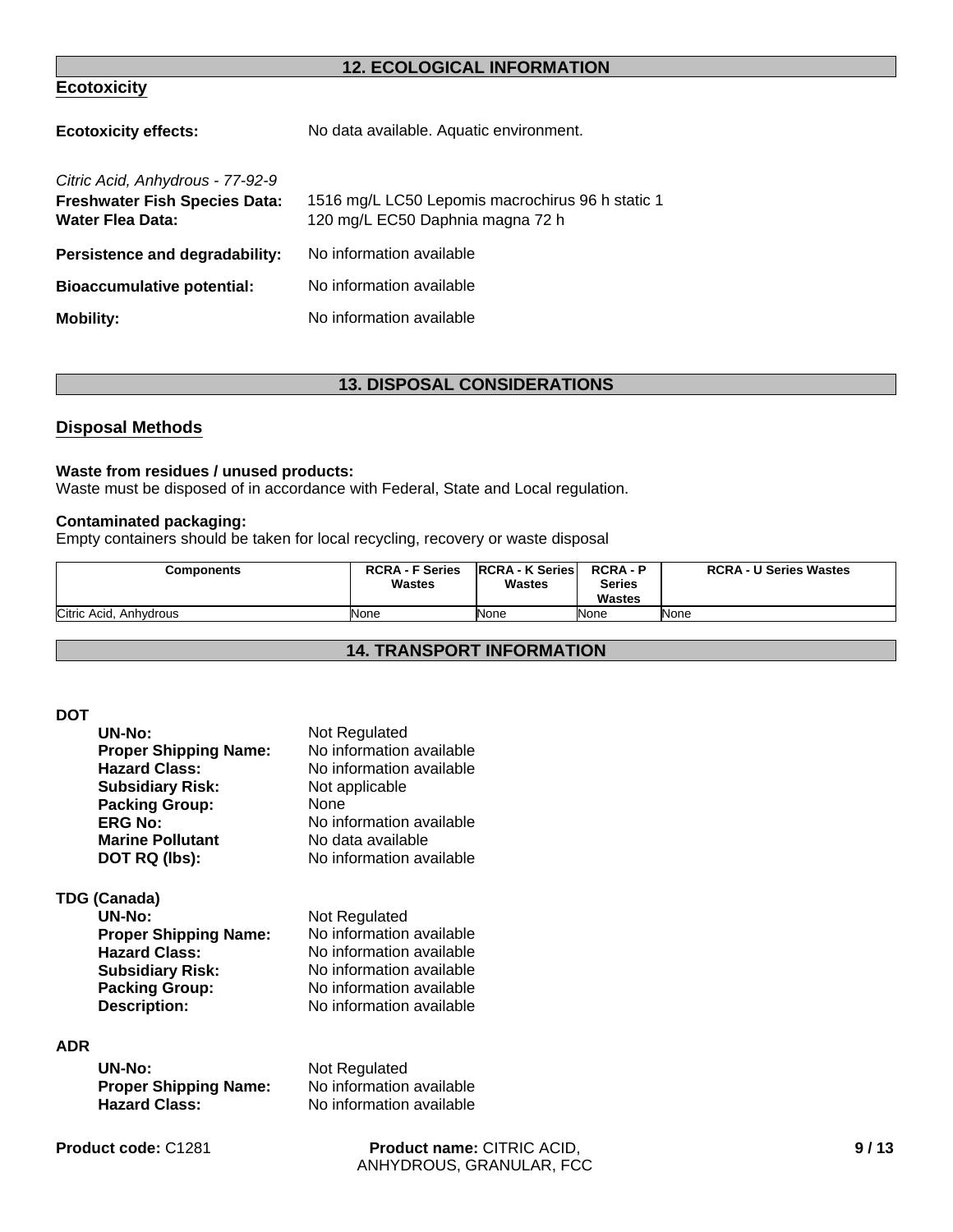## 12. ECOLOGICAL INFORMATION

### Ecotoxicity

**Ecotoxicity effects:** No data available. Aquatic environment.

*Citric Acid, Anhydrous - 77-92-9*

**Freshwater Fish Species Data:** 1516 mg/L LC50 Lepomis macrochirus 96 h static 1

**Water Flea Data:** 120 mg/L EC50 Daphnia magna 72 h

**Persistence and degradability:** No information available

**Bioaccumulative potential:** No information available

**Mobility:** No information available

## 13. DISPOSAL CONSIDERATIONS

### Disposal Methods

**Waste from residues / unused products:**
Waste must be disposed of in accordance with Federal, State and Local regulation.

**Contaminated packaging:**
Empty containers should be taken for local recycling, recovery or waste disposal

| Components | RCRA - F Series Wastes | RCRA - K Series Wastes | RCRA - P Series Wastes | RCRA - U Series Wastes |
|---|---|---|---|---|
| Citric Acid, Anhydrous | None | None | None | None |

## 14. TRANSPORT INFORMATION

**DOT**

**UN-No:** Not Regulated
**Proper Shipping Name:** No information available
**Hazard Class:** No information available
**Subsidiary Risk:** Not applicable
**Packing Group:** None
**ERG No:** No information available
**Marine Pollutant** No data available
**DOT RQ (lbs):** No information available

**TDG (Canada)**

**UN-No:** Not Regulated
**Proper Shipping Name:** No information available
**Hazard Class:** No information available
**Subsidiary Risk:** No information available
**Packing Group:** No information available
**Description:** No information available

**ADR**

**UN-No:** Not Regulated
**Proper Shipping Name:** No information available
**Hazard Class:** No information available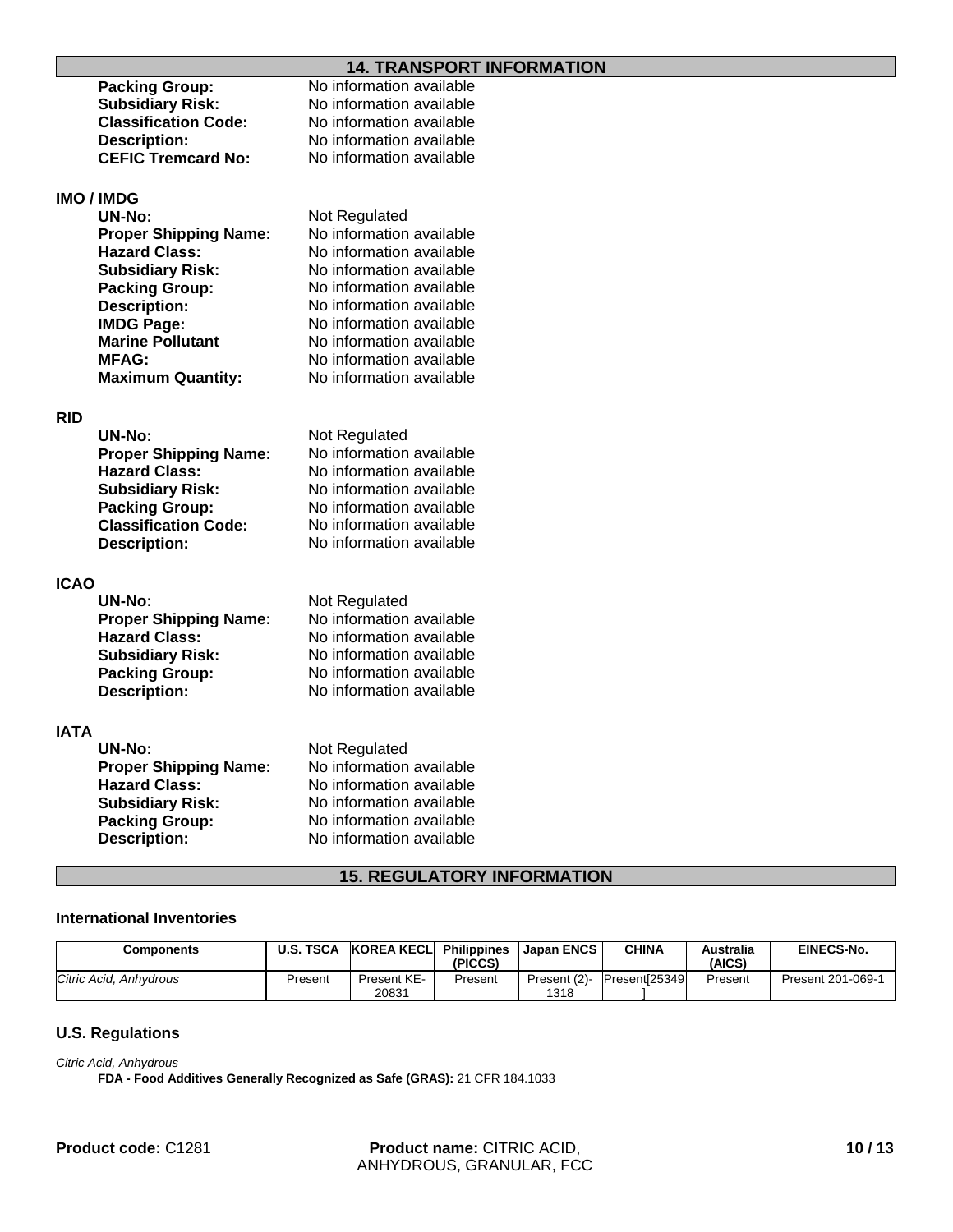## 14. TRANSPORT INFORMATION

**Packing Group:** No information available
**Subsidiary Risk:** No information available
**Classification Code:** No information available
**Description:** No information available
**CEFIC Tremcard No:** No information available

### IMO / IMDG

**UN-No:** Not Regulated
**Proper Shipping Name:** No information available
**Hazard Class:** No information available
**Subsidiary Risk:** No information available
**Packing Group:** No information available
**Description:** No information available
**IMDG Page:** No information available
**Marine Pollutant** No information available
**MFAG:** No information available
**Maximum Quantity:** No information available

### RID

**UN-No:** Not Regulated
**Proper Shipping Name:** No information available
**Hazard Class:** No information available
**Subsidiary Risk:** No information available
**Packing Group:** No information available
**Classification Code:** No information available
**Description:** No information available

### ICAO

**UN-No:** Not Regulated
**Proper Shipping Name:** No information available
**Hazard Class:** No information available
**Subsidiary Risk:** No information available
**Packing Group:** No information available
**Description:** No information available

### IATA

**UN-No:** Not Regulated
**Proper Shipping Name:** No information available
**Hazard Class:** No information available
**Subsidiary Risk:** No information available
**Packing Group:** No information available
**Description:** No information available

## 15. REGULATORY INFORMATION

### International Inventories

| Components | U.S. TSCA | KOREA KECL | Philippines (PICCS) | Japan ENCS | CHINA | Australia (AICS) | EINECS-No. |
|---|---|---|---|---|---|---|---|
| *Citric Acid, Anhydrous* | Present | Present KE-20831 | Present | Present (2)-1318 | Present[25349] | Present | Present 201-069-1 |

### U.S. Regulations

*Citric Acid, Anhydrous*

**FDA - Food Additives Generally Recognized as Safe (GRAS):** 21 CFR 184.1033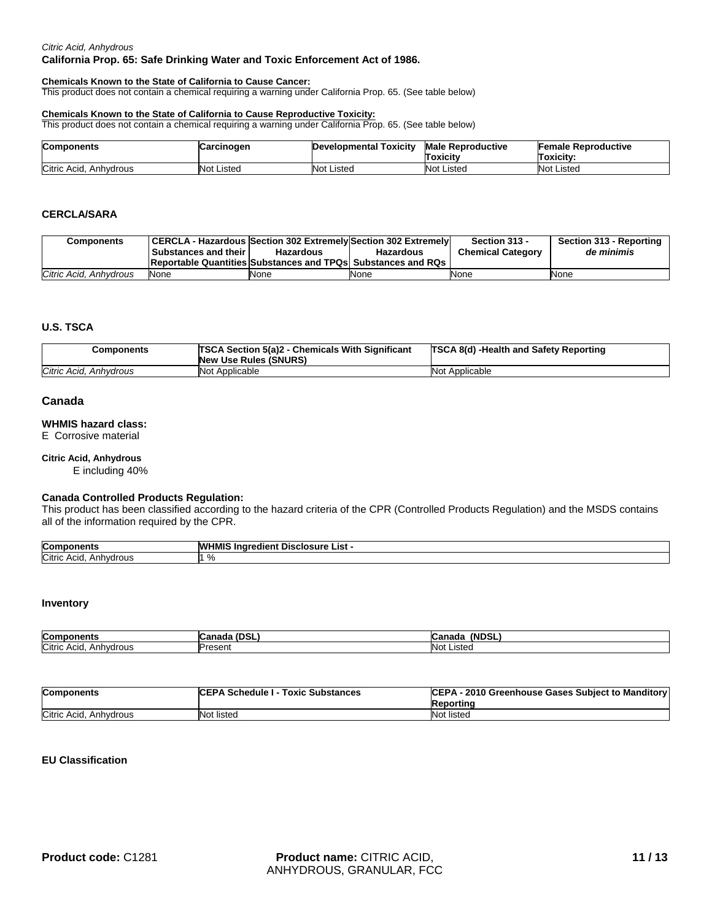*Citric Acid, Anhydrous*

**California Prop. 65: Safe Drinking Water and Toxic Enforcement Act of 1986.**

**Chemicals Known to the State of California to Cause Cancer:**
This product does not contain a chemical requiring a warning under California Prop. 65. (See table below)

**Chemicals Known to the State of California to Cause Reproductive Toxicity:**
This product does not contain a chemical requiring a warning under California Prop. 65. (See table below)

| Components | Carcinogen | Developmental Toxicity | Male Reproductive Toxicity | Female Reproductive Toxicity: |
|---|---|---|---|---|
| Citric Acid, Anhydrous | Not Listed | Not Listed | Not Listed | Not Listed |

### CERCLA/SARA

| Components | CERCLA - Hazardous Substances and their Reportable Quantities | Section 302 Extremely Hazardous Substances and TPQs | Section 302 Extremely Hazardous Substances and RQs | Section 313 - Chemical Category | Section 313 - Reporting *de minimis* |
|---|---|---|---|---|---|
| *Citric Acid, Anhydrous* | None | None | None | None | None |

### U.S. TSCA

| Components | TSCA Section 5(a)2 - Chemicals With Significant New Use Rules (SNURS) | TSCA 8(d) -Health and Safety Reporting |
|---|---|---|
| *Citric Acid, Anhydrous* | Not Applicable | Not Applicable |

## Canada

**WHMIS hazard class:**
E Corrosive material

**Citric Acid, Anhydrous**
E including 40%

**Canada Controlled Products Regulation:**
This product has been classified according to the hazard criteria of the CPR (Controlled Products Regulation) and the MSDS contains all of the information required by the CPR.

| Components | WHMIS Ingredient Disclosure List - |
|---|---|
| Citric Acid, Anhydrous | 1 % |

### Inventory

| Components | Canada (DSL) | Canada (NDSL) |
|---|---|---|
| Citric Acid, Anhydrous | Present | Not Listed |

| Components | CEPA Schedule I - Toxic Substances | CEPA - 2010 Greenhouse Gases Subject to Manditory Reporting |
|---|---|---|
| Citric Acid, Anhydrous | Not listed | Not listed |

### EU Classification

**Product code:** C1281 **Product name:** CITRIC ACID, ANHYDROUS, GRANULAR, FCC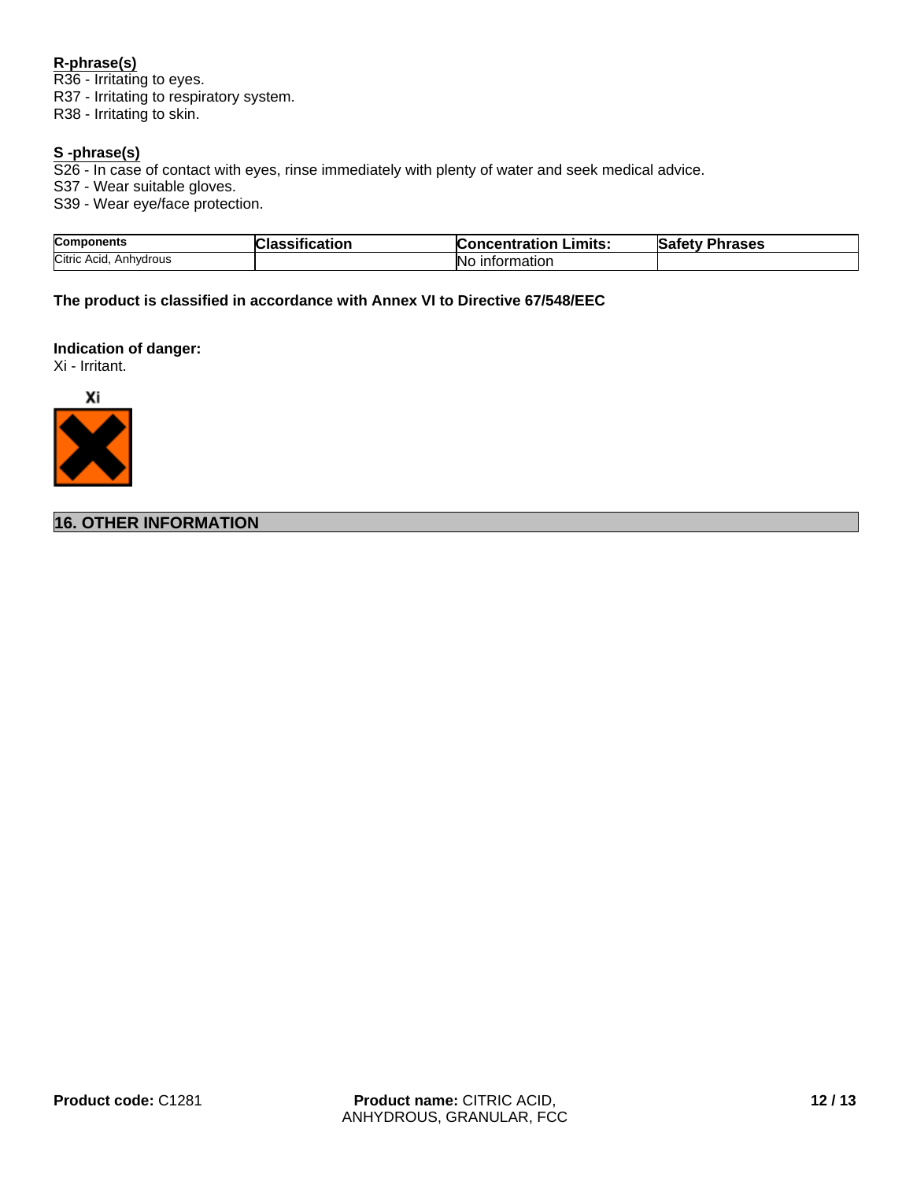**R-phrase(s)**
R36 - Irritating to eyes.
R37 - Irritating to respiratory system.
R38 - Irritating to skin.

**S -phrase(s)**
S26 - In case of contact with eyes, rinse immediately with plenty of water and seek medical advice.
S37 - Wear suitable gloves.
S39 - Wear eye/face protection.

| Components | Classification | Concentration Limits: | Safety Phrases |
|---|---|---|---|
| Citric Acid, Anhydrous | | No information | |

**The product is classified in accordance with Annex VI to Directive 67/548/EEC**

**Indication of danger:**
Xi - Irritant.

Xi

## 16. OTHER INFORMATION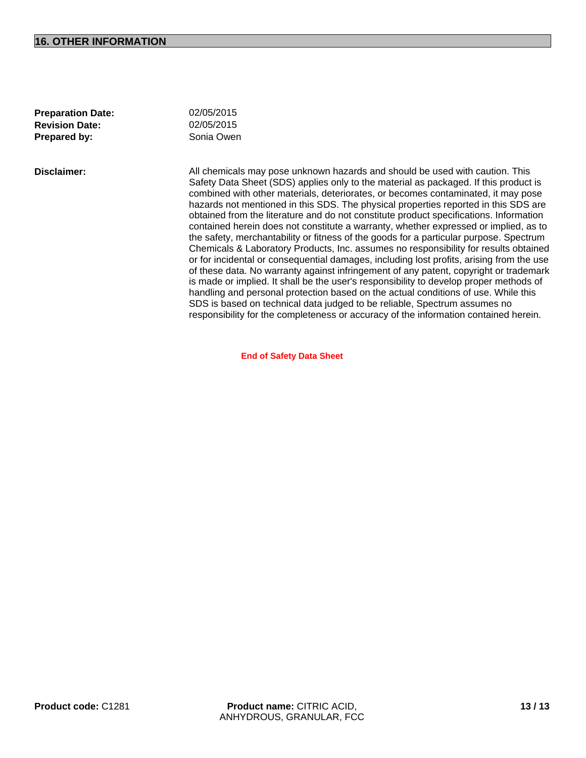## 16. OTHER INFORMATION

**Preparation Date:** 02/05/2015
**Revision Date:** 02/05/2015
**Prepared by:** Sonia Owen

**Disclaimer:** All chemicals may pose unknown hazards and should be used with caution. This Safety Data Sheet (SDS) applies only to the material as packaged. If this product is combined with other materials, deteriorates, or becomes contaminated, it may pose hazards not mentioned in this SDS. The physical properties reported in this SDS are obtained from the literature and do not constitute product specifications. Information contained herein does not constitute a warranty, whether expressed or implied, as to the safety, merchantability or fitness of the goods for a particular purpose. Spectrum Chemicals & Laboratory Products, Inc. assumes no responsibility for results obtained or for incidental or consequential damages, including lost profits, arising from the use of these data. No warranty against infringement of any patent, copyright or trademark is made or implied. It shall be the user's responsibility to develop proper methods of handling and personal protection based on the actual conditions of use. While this SDS is based on technical data judged to be reliable, Spectrum assumes no responsibility for the completeness or accuracy of the information contained herein.

**End of Safety Data Sheet**

**Product code:** C1281 **Product name:** CITRIC ACID, ANHYDROUS, GRANULAR, FCC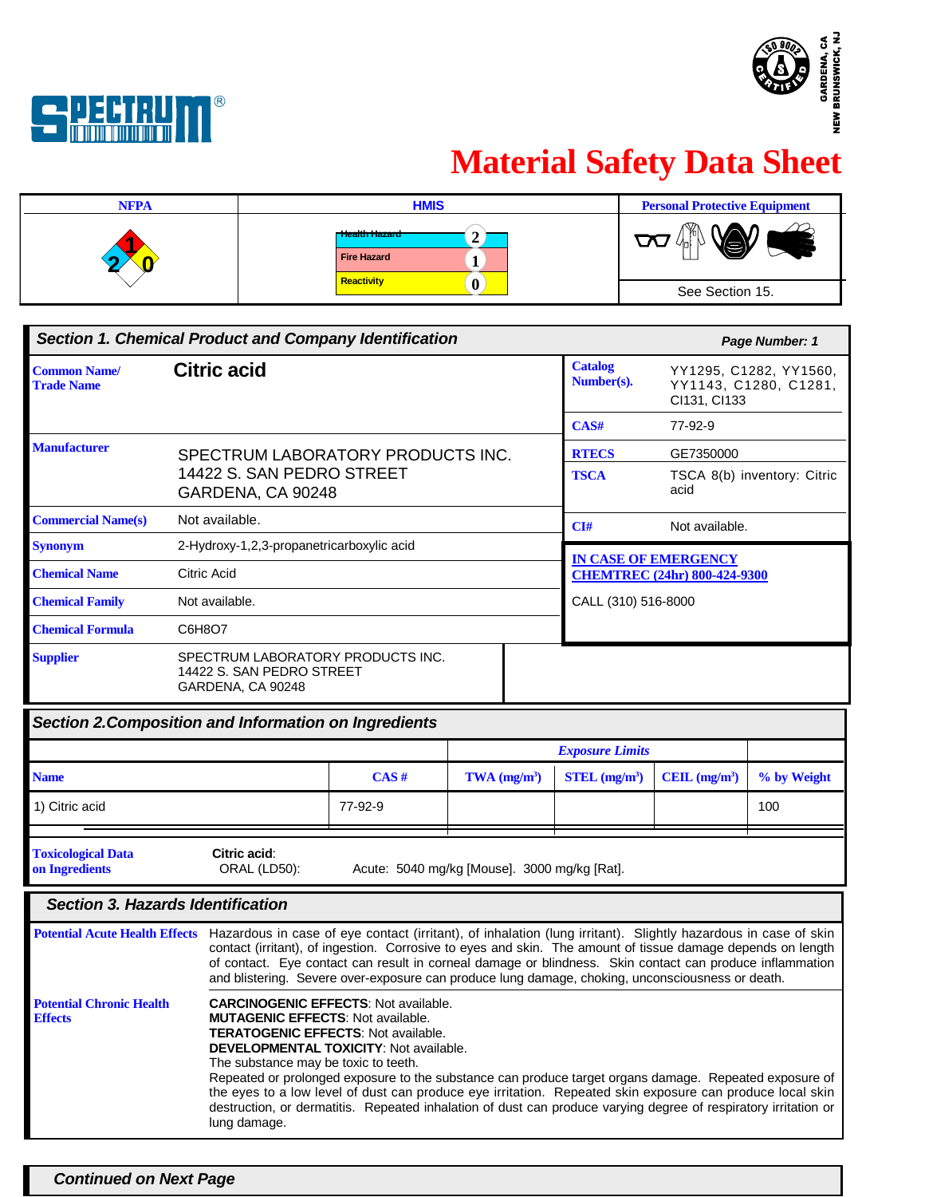SPECTRUM®

ISO 9002 CERTIFIED — GARDENA, CA / NEW BRUNSWICK, NJ

# Material Safety Data Sheet

| NFPA | HMIS | Personal Protective Equipment |
|---|---|---|
| Health: 2, Fire: 1, Reactivity: 0 | Health Hazard: 2; Fire Hazard: 1; Reactivity: 0 | See Section 15. |

## Section 1. Chemical Product and Company Identification

**Page Number: 1**

| | |
|---|---|
| **Common Name/ Trade Name** | **Citric acid** |
| **Manufacturer** | SPECTRUM LABORATORY PRODUCTS INC.<br>14422 S. SAN PEDRO STREET<br>GARDENA, CA 90248 |
| **Commercial Name(s)** | Not available. |
| **Synonym** | 2-Hydroxy-1,2,3-propanetricarboxylic acid |
| **Chemical Name** | Citric Acid |
| **Chemical Family** | Not available. |
| **Chemical Formula** | C6H8O7 |
| **Supplier** | SPECTRUM LABORATORY PRODUCTS INC.<br>14422 S. SAN PEDRO STREET<br>GARDENA, CA 90248 |

| | |
|---|---|
| **Catalog Number(s).** | YY1295, C1282, YY1560, YY1143, C1280, C1281, CI131, CI133 |
| **CAS#** | 77-92-9 |
| **RTECS** | GE7350000 |
| **TSCA** | TSCA 8(b) inventory: Citric acid |
| **CI#** | Not available. |

**IN CASE OF EMERGENCY**
**CHEMTREC (24hr) 800-424-9300**

CALL (310) 516-8000

## Section 2.Composition and Information on Ingredients

| | | Exposure Limits | | | |
|---|---|---|---|---|---|
| **Name** | **CAS #** | **TWA (mg/m³)** | **STEL (mg/m³)** | **CEIL (mg/m³)** | **% by Weight** |
| 1) Citric acid | 77-92-9 | | | | 100 |

**Toxicological Data on Ingredients**

**Citric acid**:
ORAL (LD50): Acute: 5040 mg/kg [Mouse]. 3000 mg/kg [Rat].

## Section 3. Hazards Identification

**Potential Acute Health Effects**

Hazardous in case of eye contact (irritant), of inhalation (lung irritant). Slightly hazardous in case of skin contact (irritant), of ingestion. Corrosive to eyes and skin. The amount of tissue damage depends on length of contact. Eye contact can result in corneal damage or blindness. Skin contact can produce inflammation and blistering. Severe over-exposure can produce lung damage, choking, unconsciousness or death.

**Potential Chronic Health Effects**

**CARCINOGENIC EFFECTS**: Not available.
**MUTAGENIC EFFECTS**: Not available.
**TERATOGENIC EFFECTS**: Not available.
**DEVELOPMENTAL TOXICITY**: Not available.
The substance may be toxic to teeth.
Repeated or prolonged exposure to the substance can produce target organs damage. Repeated exposure of the eyes to a low level of dust can produce eye irritation. Repeated skin exposure can produce local skin destruction, or dermatitis. Repeated inhalation of dust can produce varying degree of respiratory irritation or lung damage.

***Continued on Next Page***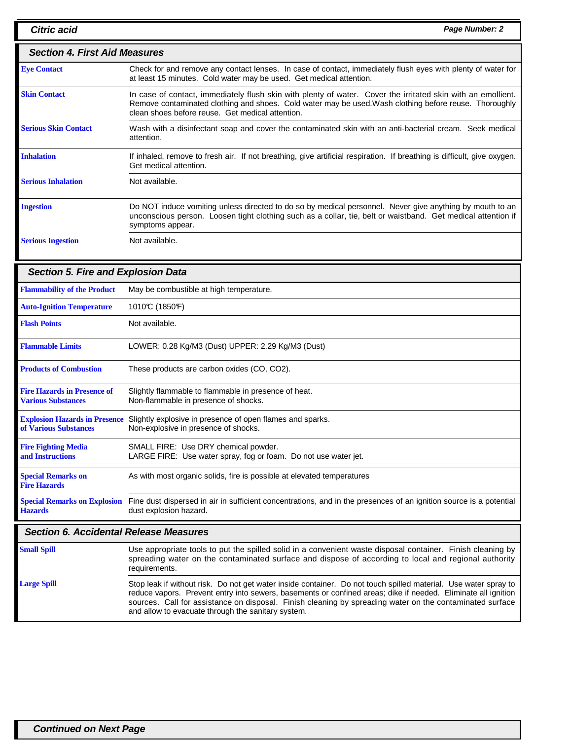## Section 4. First Aid Measures

| | |
|---|---|
| **Eye Contact** | Check for and remove any contact lenses. In case of contact, immediately flush eyes with plenty of water for at least 15 minutes. Cold water may be used. Get medical attention. |
| **Skin Contact** | In case of contact, immediately flush skin with plenty of water. Cover the irritated skin with an emollient. Remove contaminated clothing and shoes. Cold water may be used.Wash clothing before reuse. Thoroughly clean shoes before reuse. Get medical attention. |
| **Serious Skin Contact** | Wash with a disinfectant soap and cover the contaminated skin with an anti-bacterial cream. Seek medical attention. |
| **Inhalation** | If inhaled, remove to fresh air. If not breathing, give artificial respiration. If breathing is difficult, give oxygen. Get medical attention. |
| **Serious Inhalation** | Not available. |
| **Ingestion** | Do NOT induce vomiting unless directed to do so by medical personnel. Never give anything by mouth to an unconscious person. Loosen tight clothing such as a collar, tie, belt or waistband. Get medical attention if symptoms appear. |
| **Serious Ingestion** | Not available. |

## Section 5. Fire and Explosion Data

| | |
|---|---|
| **Flammability of the Product** | May be combustible at high temperature. |
| **Auto-Ignition Temperature** | 1010°C (1850°F) |
| **Flash Points** | Not available. |
| **Flammable Limits** | LOWER: 0.28 Kg/M3 (Dust) UPPER: 2.29 Kg/M3 (Dust) |
| **Products of Combustion** | These products are carbon oxides (CO, $CO_2$). |
| **Fire Hazards in Presence of Various Substances** | Slightly flammable to flammable in presence of heat.<br>Non-flammable in presence of shocks. |
| **Explosion Hazards in Presence of Various Substances** | Slightly explosive in presence of open flames and sparks.<br>Non-explosive in presence of shocks. |
| **Fire Fighting Media and Instructions** | SMALL FIRE: Use DRY chemical powder.<br>LARGE FIRE: Use water spray, fog or foam. Do not use water jet. |
| **Special Remarks on Fire Hazards** | As with most organic solids, fire is possible at elevated temperatures |
| **Special Remarks on Explosion Hazards** | Fine dust dispersed in air in sufficient concentrations, and in the presences of an ignition source is a potential dust explosion hazard. |

## Section 6. Accidental Release Measures

| | |
|---|---|
| **Small Spill** | Use appropriate tools to put the spilled solid in a convenient waste disposal container. Finish cleaning by spreading water on the contaminated surface and dispose of according to local and regional authority requirements. |
| **Large Spill** | Stop leak if without risk. Do not get water inside container. Do not touch spilled material. Use water spray to reduce vapors. Prevent entry into sewers, basements or confined areas; dike if needed. Eliminate all ignition sources. Call for assistance on disposal. Finish cleaning by spreading water on the contaminated surface and allow to evacuate through the sanitary system. |

*Continued on Next Page*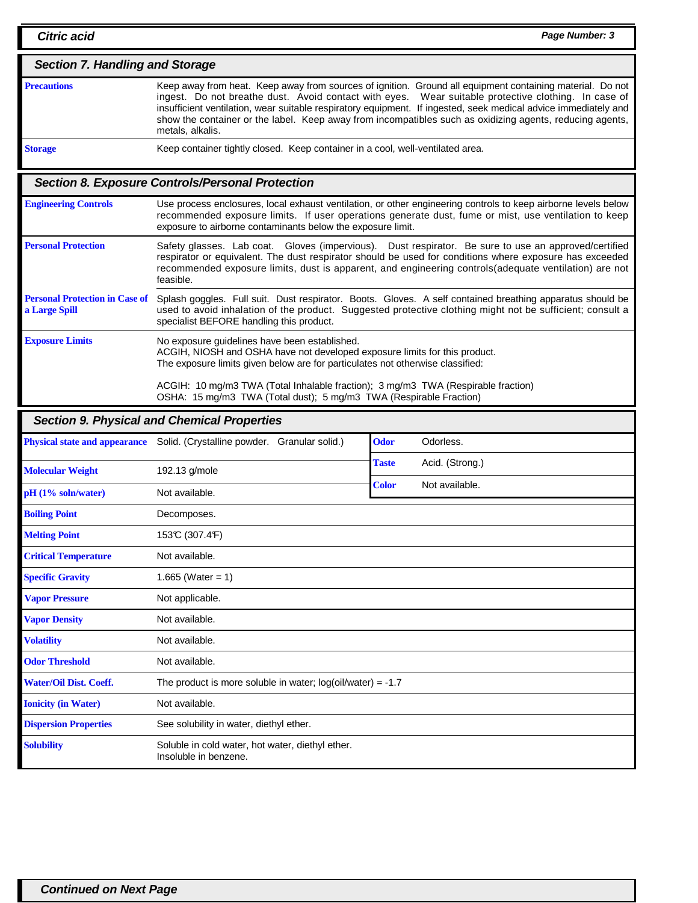## Section 7. Handling and Storage

| | |
|---|---|
| **Precautions** | Keep away from heat. Keep away from sources of ignition. Ground all equipment containing material. Do not ingest. Do not breathe dust. Avoid contact with eyes. Wear suitable protective clothing. In case of insufficient ventilation, wear suitable respiratory equipment. If ingested, seek medical advice immediately and show the container or the label. Keep away from incompatibles such as oxidizing agents, reducing agents, metals, alkalis. |
| **Storage** | Keep container tightly closed. Keep container in a cool, well-ventilated area. |

## Section 8. Exposure Controls/Personal Protection

| | |
|---|---|
| **Engineering Controls** | Use process enclosures, local exhaust ventilation, or other engineering controls to keep airborne levels below recommended exposure limits. If user operations generate dust, fume or mist, use ventilation to keep exposure to airborne contaminants below the exposure limit. |
| **Personal Protection** | Safety glasses. Lab coat. Gloves (impervious). Dust respirator. Be sure to use an approved/certified respirator or equivalent. The dust respirator should be used for conditions where exposure has exceeded recommended exposure limits, dust is apparent, and engineering controls(adequate ventilation) are not feasible. |
| **Personal Protection in Case of a Large Spill** | Splash goggles. Full suit. Dust respirator. Boots. Gloves. A self contained breathing apparatus should be used to avoid inhalation of the product. Suggested protective clothing might not be sufficient; consult a specialist BEFORE handling this product. |
| **Exposure Limits** | No exposure guidelines have been established.<br>ACGIH, NIOSH and OSHA have not developed exposure limits for this product.<br>The exposure limits given below are for particulates not otherwise classified:<br><br>ACGIH: 10 mg/m3 TWA (Total Inhalable fraction); 3 mg/m3 TWA (Respirable fraction)<br>OSHA: 15 mg/m3 TWA (Total dust); 5 mg/m3 TWA (Respirable Fraction) |

## Section 9. Physical and Chemical Properties

| | | | |
|---|---|---|---|
| **Physical state and appearance** | Solid. (Crystalline powder. Granular solid.) | **Odor** | Odorless. |
| **Molecular Weight** | 192.13 g/mole | **Taste** | Acid. (Strong.) |
| **pH (1% soln/water)** | Not available. | **Color** | Not available. |
| **Boiling Point** | Decomposes. | | |
| **Melting Point** | 153°C (307.4°F) | | |
| **Critical Temperature** | Not available. | | |
| **Specific Gravity** | 1.665 (Water = 1) | | |
| **Vapor Pressure** | Not applicable. | | |
| **Vapor Density** | Not available. | | |
| **Volatility** | Not available. | | |
| **Odor Threshold** | Not available. | | |
| **Water/Oil Dist. Coeff.** | The product is more soluble in water; log(oil/water) = -1.7 | | |
| **Ionicity (in Water)** | Not available. | | |
| **Dispersion Properties** | See solubility in water, diethyl ether. | | |
| **Solubility** | Soluble in cold water, hot water, diethyl ether.<br>Insoluble in benzene. | | |

**Continued on Next Page**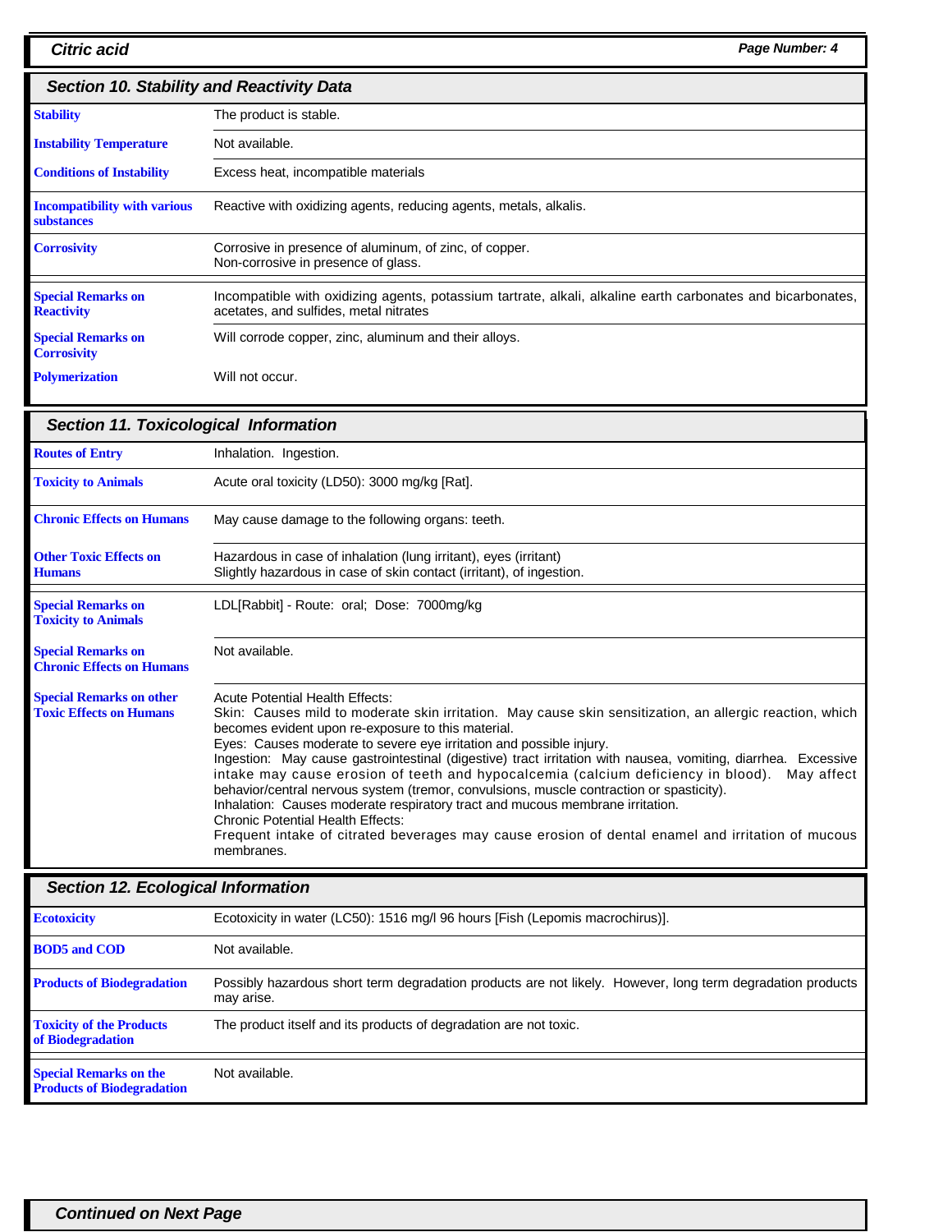## Section 10. Stability and Reactivity Data

| | |
|---|---|
| **Stability** | The product is stable. |
| **Instability Temperature** | Not available. |
| **Conditions of Instability** | Excess heat, incompatible materials |
| **Incompatibility with various substances** | Reactive with oxidizing agents, reducing agents, metals, alkalis. |
| **Corrosivity** | Corrosive in presence of aluminum, of zinc, of copper.<br>Non-corrosive in presence of glass. |
| **Special Remarks on Reactivity** | Incompatible with oxidizing agents, potassium tartrate, alkali, alkaline earth carbonates and bicarbonates, acetates, and sulfides, metal nitrates |
| **Special Remarks on Corrosivity** | Will corrode copper, zinc, aluminum and their alloys. |
| **Polymerization** | Will not occur. |

## Section 11. Toxicological Information

| | |
|---|---|
| **Routes of Entry** | Inhalation. Ingestion. |
| **Toxicity to Animals** | Acute oral toxicity (LD50): 3000 mg/kg [Rat]. |
| **Chronic Effects on Humans** | May cause damage to the following organs: teeth. |
| **Other Toxic Effects on Humans** | Hazardous in case of inhalation (lung irritant), eyes (irritant)<br>Slightly hazardous in case of skin contact (irritant), of ingestion. |
| **Special Remarks on Toxicity to Animals** | LDL[Rabbit] - Route: oral; Dose: 7000mg/kg |
| **Special Remarks on Chronic Effects on Humans** | Not available. |
| **Special Remarks on other Toxic Effects on Humans** | Acute Potential Health Effects:<br>Skin: Causes mild to moderate skin irritation. May cause skin sensitization, an allergic reaction, which becomes evident upon re-exposure to this material.<br>Eyes: Causes moderate to severe eye irritation and possible injury.<br>Ingestion: May cause gastrointestinal (digestive) tract irritation with nausea, vomiting, diarrhea. Excessive intake may cause erosion of teeth and hypocalcemia (calcium deficiency in blood). May affect behavior/central nervous system (tremor, convulsions, muscle contraction or spasticity).<br>Inhalation: Causes moderate respiratory tract and mucous membrane irritation.<br>Chronic Potential Health Effects:<br>Frequent intake of citrated beverages may cause erosion of dental enamel and irritation of mucous membranes. |

## Section 12. Ecological Information

| | |
|---|---|
| **Ecotoxicity** | Ecotoxicity in water (LC50): 1516 mg/l 96 hours [Fish (Lepomis macrochirus)]. |
| **BOD5 and COD** | Not available. |
| **Products of Biodegradation** | Possibly hazardous short term degradation products are not likely. However, long term degradation products may arise. |
| **Toxicity of the Products of Biodegradation** | The product itself and its products of degradation are not toxic. |
| **Special Remarks on the Products of Biodegradation** | Not available. |

*Continued on Next Page*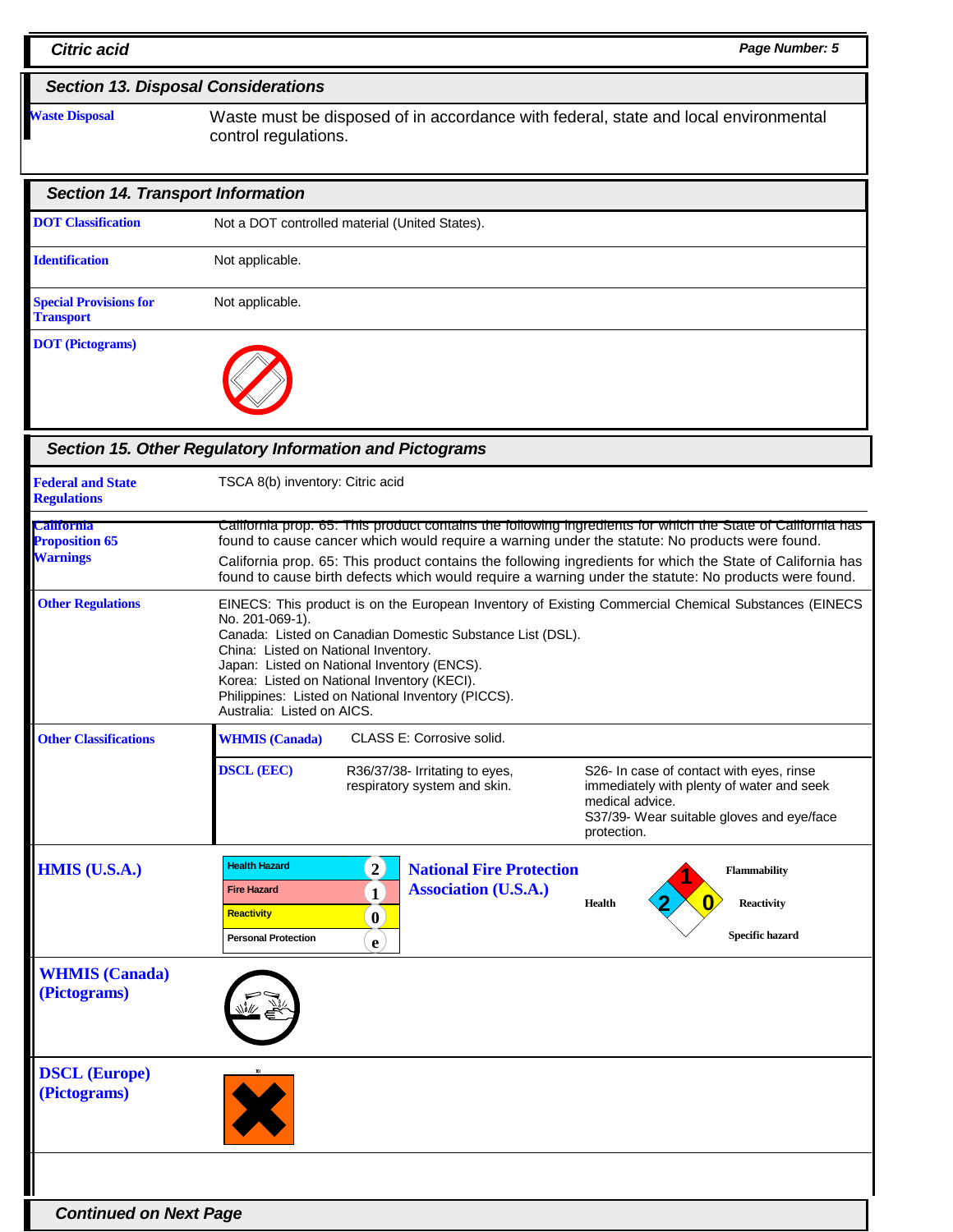## Section 13. Disposal Considerations

| | |
|---|---|
| **Waste Disposal** | Waste must be disposed of in accordance with federal, state and local environmental control regulations. |

## Section 14. Transport Information

| | |
|---|---|
| **DOT Classification** | Not a DOT controlled material (United States). |
| **Identification** | Not applicable. |
| **Special Provisions for Transport** | Not applicable. |
| **DOT (Pictograms)** | |

## Section 15. Other Regulatory Information and Pictograms

| | |
|---|---|
| **Federal and State Regulations** | TSCA 8(b) inventory: Citric acid |
| **California Proposition 65 Warnings** | California prop. 65: This product contains the following ingredients for which the State of California has found to cause cancer which would require a warning under the statute: No products were found.<br>California prop. 65: This product contains the following ingredients for which the State of California has found to cause birth defects which would require a warning under the statute: No products were found. |
| **Other Regulations** | EINECS: This product is on the European Inventory of Existing Commercial Chemical Substances (EINECS No. 201-069-1).<br>Canada: Listed on Canadian Domestic Substance List (DSL).<br>China: Listed on National Inventory.<br>Japan: Listed on National Inventory (ENCS).<br>Korea: Listed on National Inventory (KECI).<br>Philippines: Listed on National Inventory (PICCS).<br>Australia: Listed on AICS. |

**Other Classifications**

| | | |
|---|---|---|
| **WHMIS (Canada)** | CLASS E: Corrosive solid. | |
| **DSCL (EEC)** | R36/37/38- Irritating to eyes, respiratory system and skin. | S26- In case of contact with eyes, rinse immediately with plenty of water and seek medical advice.<br>S37/39- Wear suitable gloves and eye/face protection. |

**HMIS (U.S.A.)**

| | |
|---|---|
| Health Hazard | 2 |
| Fire Hazard | 1 |
| Reactivity | 0 |
| Personal Protection | e |

**National Fire Protection Association (U.S.A.)**

| | |
|---|---|
| Flammability | 1 |
| Health | 2 |
| Reactivity | 0 |
| Specific hazard | |

**WHMIS (Canada) (Pictograms)**

**DSCL (Europe) (Pictograms)**

Xi

*Continued on Next Page*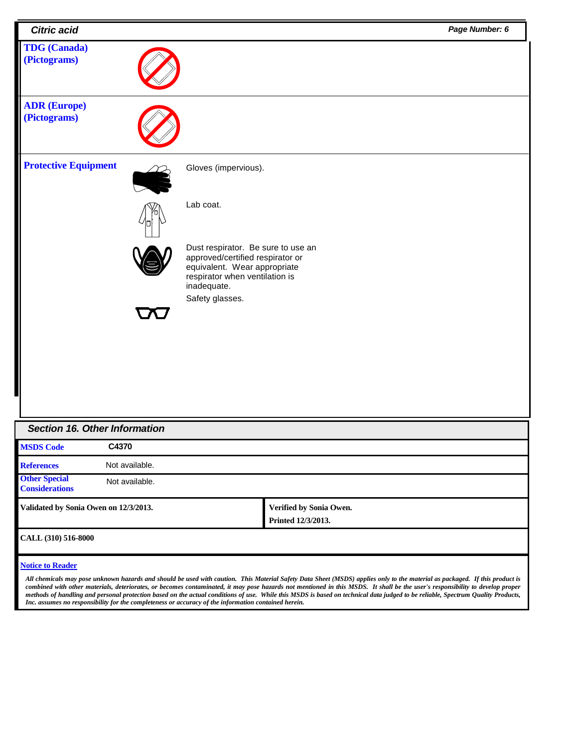**TDG (Canada) (Pictograms)**

**ADR (Europe) (Pictograms)**

**Protective Equipment**

Gloves (impervious).

Lab coat.

Dust respirator. Be sure to use an approved/certified respirator or equivalent. Wear appropriate respirator when ventilation is inadequate.

Safety glasses.

## Section 16. Other Information

| | |
|---|---|
| **MSDS Code** | C4370 |
| **References** | Not available. |
| **Other Special Considerations** | Not available. |

| | |
|---|---|
| **Validated by Sonia Owen on 12/3/2013.** | **Verified by Sonia Owen.** **Printed 12/3/2013.** |

**CALL (310) 516-8000**

**Notice to Reader**

***All chemicals may pose unknown hazards and should be used with caution. This Material Safety Data Sheet (MSDS) applies only to the material as packaged. If this product is combined with other materials, deteriorates, or becomes contaminated, it may pose hazards not mentioned in this MSDS. It shall be the user's responsibility to develop proper methods of handling and personal protection based on the actual conditions of use. While this MSDS is based on technical data judged to be reliable, Spectrum Quality Products, Inc. assumes no responsibility for the completeness or accuracy of the information contained herein.***